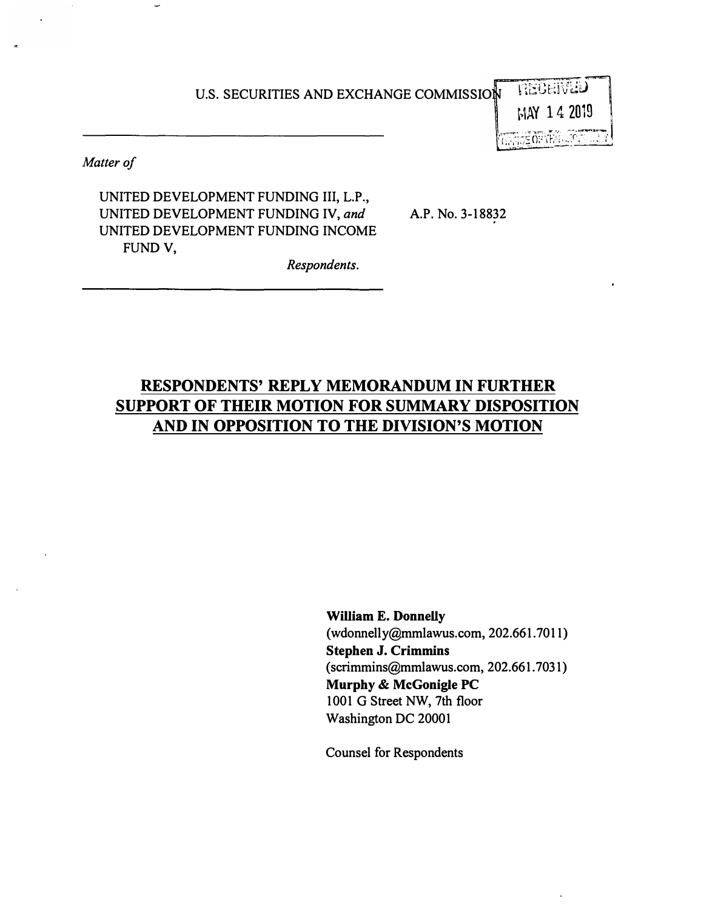U.S. SECURITIES AND EXCHANGE COMMISSION

RECEIVED
MAY 14 2019
OFFICE OF THE SECRETARY

---

*Matter of*

UNITED DEVELOPMENT FUNDING III, L.P.,
UNITED DEVELOPMENT FUNDING IV, *and*
UNITED DEVELOPMENT FUNDING INCOME FUND V,

*Respondents.*

A.P. No. 3-18832

---

# RESPONDENTS' REPLY MEMORANDUM IN FURTHER SUPPORT OF THEIR MOTION FOR SUMMARY DISPOSITION AND IN OPPOSITION TO THE DIVISION'S MOTION

**William E. Donnelly**
(wdonnelly@mmlawus.com, 202.661.7011)
**Stephen J. Crimmins**
(scrimmins@mmlawus.com, 202.661.7031)
**Murphy & McGonigle PC**
1001 G Street NW, 7th floor
Washington DC 20001

Counsel for Respondents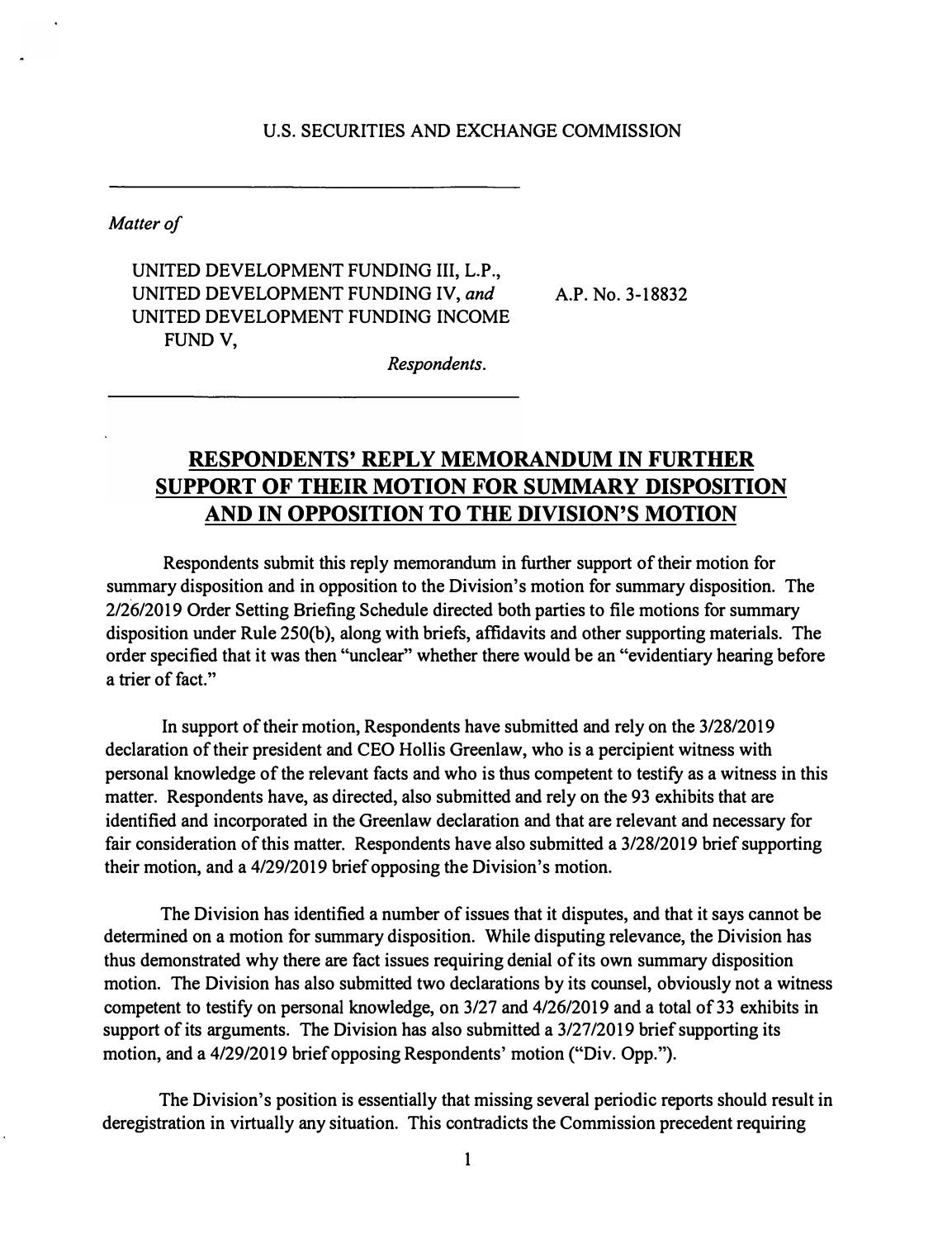U.S. SECURITIES AND EXCHANGE COMMISSION

---

*Matter of*

UNITED DEVELOPMENT FUNDING III, L.P.,
UNITED DEVELOPMENT FUNDING IV, *and*
UNITED DEVELOPMENT FUNDING INCOME FUND V,

*Respondents.*

A.P. No. 3-18832

---

## RESPONDENTS' REPLY MEMORANDUM IN FURTHER SUPPORT OF THEIR MOTION FOR SUMMARY DISPOSITION AND IN OPPOSITION TO THE DIVISION'S MOTION

Respondents submit this reply memorandum in further support of their motion for summary disposition and in opposition to the Division's motion for summary disposition. The 2/26/2019 Order Setting Briefing Schedule directed both parties to file motions for summary disposition under Rule 250(b), along with briefs, affidavits and other supporting materials. The order specified that it was then "unclear" whether there would be an "evidentiary hearing before a trier of fact."

In support of their motion, Respondents have submitted and rely on the 3/28/2019 declaration of their president and CEO Hollis Greenlaw, who is a percipient witness with personal knowledge of the relevant facts and who is thus competent to testify as a witness in this matter. Respondents have, as directed, also submitted and rely on the 93 exhibits that are identified and incorporated in the Greenlaw declaration and that are relevant and necessary for fair consideration of this matter. Respondents have also submitted a 3/28/2019 brief supporting their motion, and a 4/29/2019 brief opposing the Division's motion.

The Division has identified a number of issues that it disputes, and that it says cannot be determined on a motion for summary disposition. While disputing relevance, the Division has thus demonstrated why there are fact issues requiring denial of its own summary disposition motion. The Division has also submitted two declarations by its counsel, obviously not a witness competent to testify on personal knowledge, on 3/27 and 4/26/2019 and a total of 33 exhibits in support of its arguments. The Division has also submitted a 3/27/2019 brief supporting its motion, and a 4/29/2019 brief opposing Respondents' motion ("Div. Opp.").

The Division's position is essentially that missing several periodic reports should result in deregistration in virtually any situation. This contradicts the Commission precedent requiring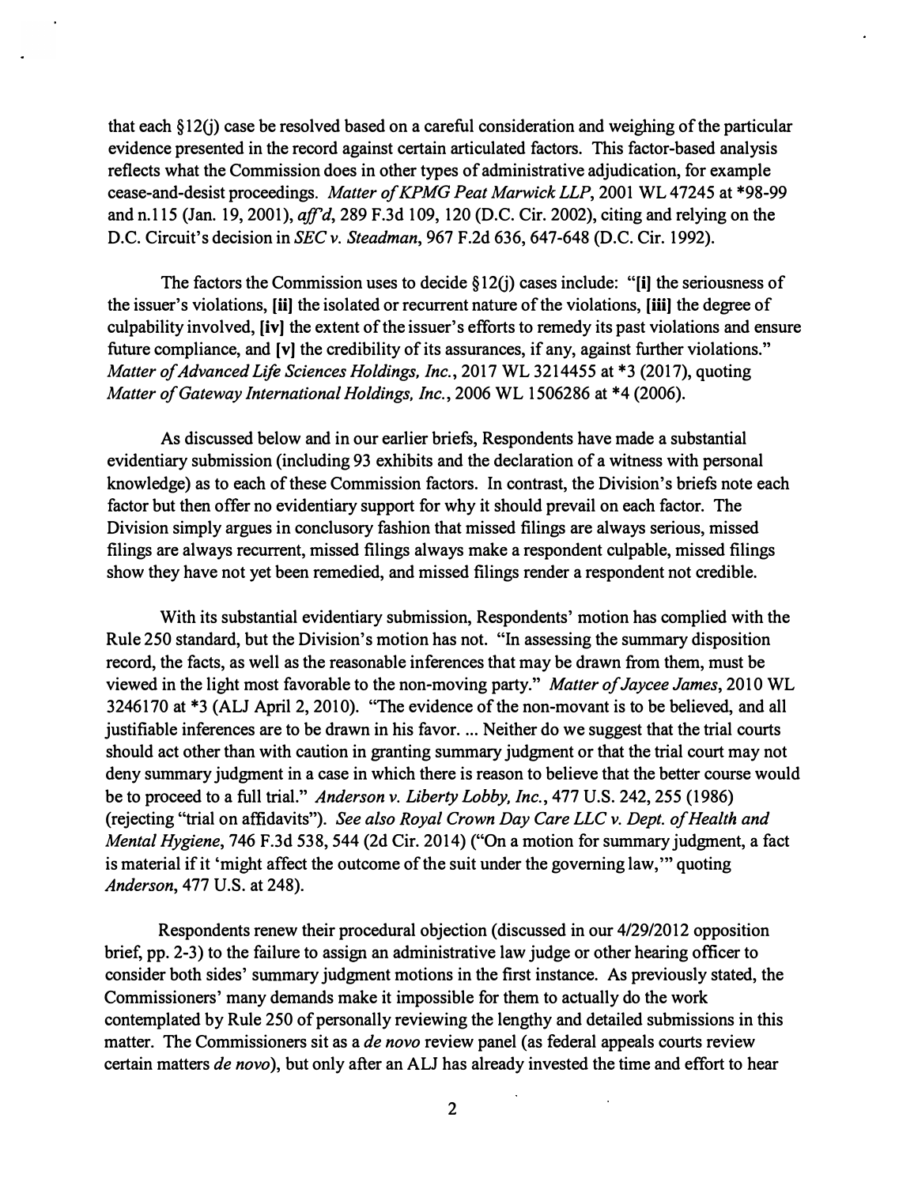that each §12(j) case be resolved based on a careful consideration and weighing of the particular evidence presented in the record against certain articulated factors. This factor-based analysis reflects what the Commission does in other types of administrative adjudication, for example cease-and-desist proceedings. *Matter of KPMG Peat Marwick LLP*, 2001 WL 47245 at *98-99 and n.115 (Jan. 19, 2001), *aff'd*, 289 F.3d 109, 120 (D.C. Cir. 2002), citing and relying on the D.C. Circuit's decision in *SEC v. Steadman*, 967 F.2d 636, 647-648 (D.C. Cir. 1992).

The factors the Commission uses to decide §12(j) cases include: "**[i]** the seriousness of the issuer's violations, **[ii]** the isolated or recurrent nature of the violations, **[iii]** the degree of culpability involved, **[iv]** the extent of the issuer's efforts to remedy its past violations and ensure future compliance, and **[v]** the credibility of its assurances, if any, against further violations." *Matter of Advanced Life Sciences Holdings, Inc.*, 2017 WL 3214455 at *3 (2017), quoting *Matter of Gateway International Holdings, Inc.*, 2006 WL 1506286 at *4 (2006).

As discussed below and in our earlier briefs, Respondents have made a substantial evidentiary submission (including 93 exhibits and the declaration of a witness with personal knowledge) as to each of these Commission factors. In contrast, the Division's briefs note each factor but then offer no evidentiary support for why it should prevail on each factor. The Division simply argues in conclusory fashion that missed filings are always serious, missed filings are always recurrent, missed filings always make a respondent culpable, missed filings show they have not yet been remedied, and missed filings render a respondent not credible.

With its substantial evidentiary submission, Respondents' motion has complied with the Rule 250 standard, but the Division's motion has not. "In assessing the summary disposition record, the facts, as well as the reasonable inferences that may be drawn from them, must be viewed in the light most favorable to the non-moving party." *Matter of Jaycee James*, 2010 WL 3246170 at *3 (ALJ April 2, 2010). "The evidence of the non-movant is to be believed, and all justifiable inferences are to be drawn in his favor. ... Neither do we suggest that the trial courts should act other than with caution in granting summary judgment or that the trial court may not deny summary judgment in a case in which there is reason to believe that the better course would be to proceed to a full trial." *Anderson v. Liberty Lobby, Inc.*, 477 U.S. 242, 255 (1986) (rejecting "trial on affidavits"). *See also Royal Crown Day Care LLC v. Dept. of Health and Mental Hygiene*, 746 F.3d 538, 544 (2d Cir. 2014) ("On a motion for summary judgment, a fact is material if it 'might affect the outcome of the suit under the governing law,'" quoting *Anderson*, 477 U.S. at 248).

Respondents renew their procedural objection (discussed in our 4/29/2012 opposition brief, pp. 2-3) to the failure to assign an administrative law judge or other hearing officer to consider both sides' summary judgment motions in the first instance. As previously stated, the Commissioners' many demands make it impossible for them to actually do the work contemplated by Rule 250 of personally reviewing the lengthy and detailed submissions in this matter. The Commissioners sit as a *de novo* review panel (as federal appeals courts review certain matters *de novo*), but only after an ALJ has already invested the time and effort to hear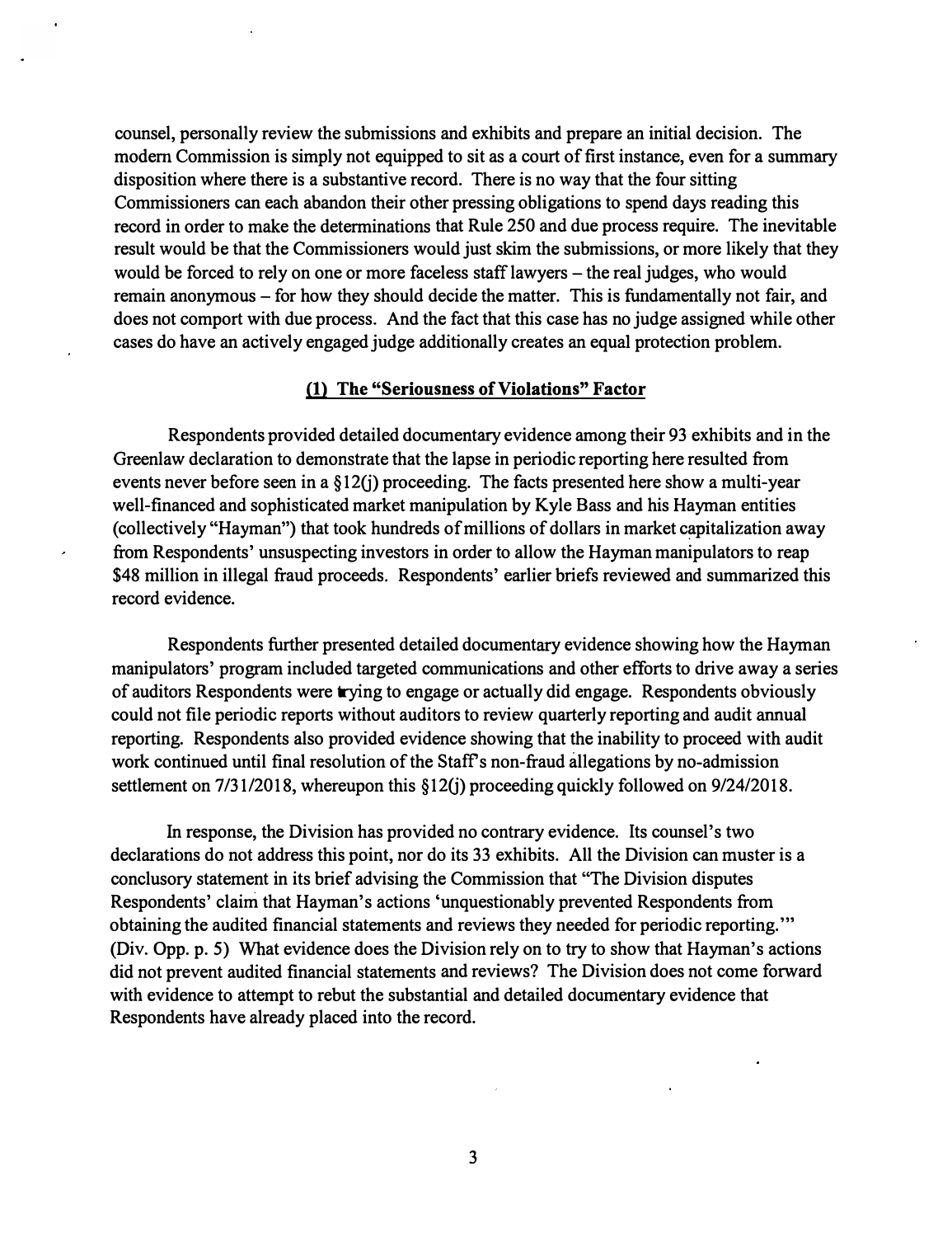counsel, personally review the submissions and exhibits and prepare an initial decision. The modern Commission is simply not equipped to sit as a court of first instance, even for a summary disposition where there is a substantive record. There is no way that the four sitting Commissioners can each abandon their other pressing obligations to spend days reading this record in order to make the determinations that Rule 250 and due process require. The inevitable result would be that the Commissioners would just skim the submissions, or more likely that they would be forced to rely on one or more faceless staff lawyers – the real judges, who would remain anonymous – for how they should decide the matter. This is fundamentally not fair, and does not comport with due process. And the fact that this case has no judge assigned while other cases do have an actively engaged judge additionally creates an equal protection problem.

**(1) The "Seriousness of Violations" Factor**

Respondents provided detailed documentary evidence among their 93 exhibits and in the Greenlaw declaration to demonstrate that the lapse in periodic reporting here resulted from events never before seen in a §12(j) proceeding. The facts presented here show a multi-year well-financed and sophisticated market manipulation by Kyle Bass and his Hayman entities (collectively "Hayman") that took hundreds of millions of dollars in market capitalization away from Respondents' unsuspecting investors in order to allow the Hayman manipulators to reap $48 million in illegal fraud proceeds. Respondents' earlier briefs reviewed and summarized this record evidence.

Respondents further presented detailed documentary evidence showing how the Hayman manipulators' program included targeted communications and other efforts to drive away a series of auditors Respondents were trying to engage or actually did engage. Respondents obviously could not file periodic reports without auditors to review quarterly reporting and audit annual reporting. Respondents also provided evidence showing that the inability to proceed with audit work continued until final resolution of the Staff's non-fraud allegations by no-admission settlement on 7/31/2018, whereupon this §12(j) proceeding quickly followed on 9/24/2018.

In response, the Division has provided no contrary evidence. Its counsel's two declarations do not address this point, nor do its 33 exhibits. All the Division can muster is a conclusory statement in its brief advising the Commission that "The Division disputes Respondents' claim that Hayman's actions 'unquestionably prevented Respondents from obtaining the audited financial statements and reviews they needed for periodic reporting.'" (Div. Opp. p. 5) What evidence does the Division rely on to try to show that Hayman's actions did not prevent audited financial statements and reviews? The Division does not come forward with evidence to attempt to rebut the substantial and detailed documentary evidence that Respondents have already placed into the record.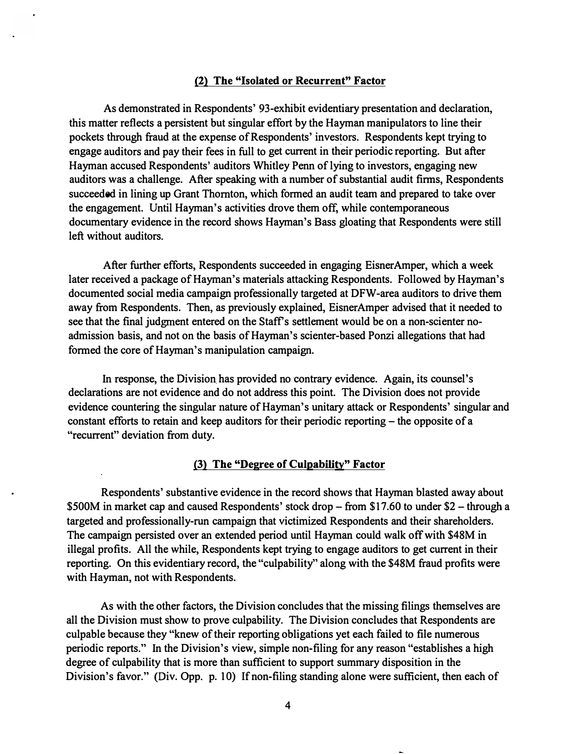### (2) The "Isolated or Recurrent" Factor

As demonstrated in Respondents' 93-exhibit evidentiary presentation and declaration, this matter reflects a persistent but singular effort by the Hayman manipulators to line their pockets through fraud at the expense of Respondents' investors. Respondents kept trying to engage auditors and pay their fees in full to get current in their periodic reporting. But after Hayman accused Respondents' auditors Whitley Penn of lying to investors, engaging new auditors was a challenge. After speaking with a number of substantial audit firms, Respondents succeeded in lining up Grant Thornton, which formed an audit team and prepared to take over the engagement. Until Hayman's activities drove them off, while contemporaneous documentary evidence in the record shows Hayman's Bass gloating that Respondents were still left without auditors.

After further efforts, Respondents succeeded in engaging EisnerAmper, which a week later received a package of Hayman's materials attacking Respondents. Followed by Hayman's documented social media campaign professionally targeted at DFW-area auditors to drive them away from Respondents. Then, as previously explained, EisnerAmper advised that it needed to see that the final judgment entered on the Staff's settlement would be on a non-scienter no-admission basis, and not on the basis of Hayman's scienter-based Ponzi allegations that had formed the core of Hayman's manipulation campaign.

In response, the Division has provided no contrary evidence. Again, its counsel's declarations are not evidence and do not address this point. The Division does not provide evidence countering the singular nature of Hayman's unitary attack or Respondents' singular and constant efforts to retain and keep auditors for their periodic reporting – the opposite of a "recurrent" deviation from duty.

### (3) The "Degree of Culpability" Factor

Respondents' substantive evidence in the record shows that Hayman blasted away about $500M in market cap and caused Respondents' stock drop – from $17.60 to under $2 – through a targeted and professionally-run campaign that victimized Respondents and their shareholders. The campaign persisted over an extended period until Hayman could walk off with $48M in illegal profits. All the while, Respondents kept trying to engage auditors to get current in their reporting. On this evidentiary record, the "culpability" along with the $48M fraud profits were with Hayman, not with Respondents.

As with the other factors, the Division concludes that the missing filings themselves are all the Division must show to prove culpability. The Division concludes that Respondents are culpable because they "knew of their reporting obligations yet each failed to file numerous periodic reports." In the Division's view, simple non-filing for any reason "establishes a high degree of culpability that is more than sufficient to support summary disposition in the Division's favor." (Div. Opp. p. 10) If non-filing standing alone were sufficient, then each of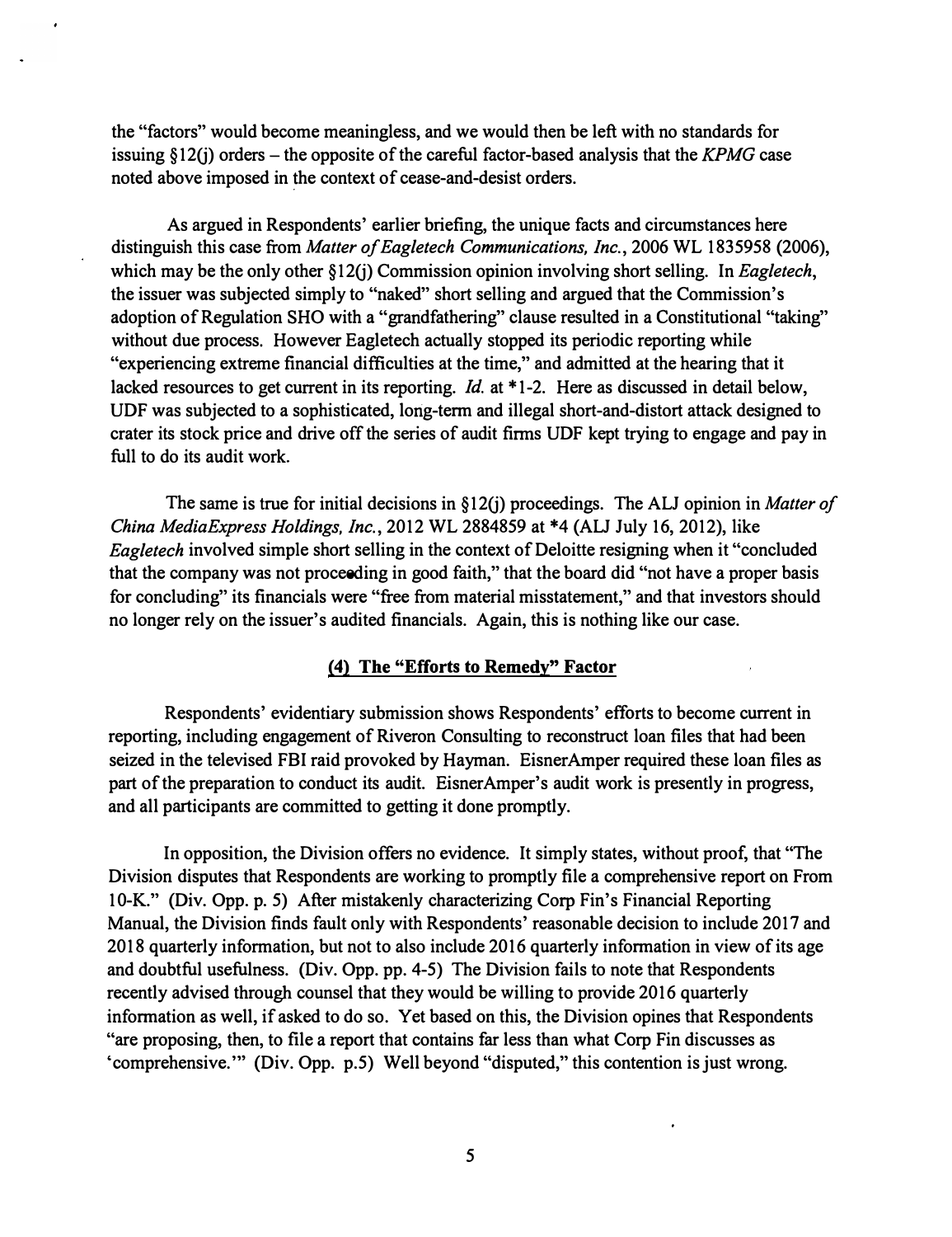the "factors" would become meaningless, and we would then be left with no standards for issuing §12(j) orders – the opposite of the careful factor-based analysis that the *KPMG* case noted above imposed in the context of cease-and-desist orders.

As argued in Respondents' earlier briefing, the unique facts and circumstances here distinguish this case from *Matter of Eagletech Communications, Inc.*, 2006 WL 1835958 (2006), which may be the only other §12(j) Commission opinion involving short selling. In *Eagletech*, the issuer was subjected simply to "naked" short selling and argued that the Commission's adoption of Regulation SHO with a "grandfathering" clause resulted in a Constitutional "taking" without due process. However Eagletech actually stopped its periodic reporting while "experiencing extreme financial difficulties at the time," and admitted at the hearing that it lacked resources to get current in its reporting. *Id.* at *1-2. Here as discussed in detail below, UDF was subjected to a sophisticated, long-term and illegal short-and-distort attack designed to crater its stock price and drive off the series of audit firms UDF kept trying to engage and pay in full to do its audit work.

The same is true for initial decisions in §12(j) proceedings. The ALJ opinion in *Matter of China MediaExpress Holdings, Inc.*, 2012 WL 2884859 at *4 (ALJ July 16, 2012), like *Eagletech* involved simple short selling in the context of Deloitte resigning when it "concluded that the company was not proceeding in good faith," that the board did "not have a proper basis for concluding" its financials were "free from material misstatement," and that investors should no longer rely on the issuer's audited financials. Again, this is nothing like our case.

**(4) The "Efforts to Remedy" Factor**

Respondents' evidentiary submission shows Respondents' efforts to become current in reporting, including engagement of Riveron Consulting to reconstruct loan files that had been seized in the televised FBI raid provoked by Hayman. EisnerAmper required these loan files as part of the preparation to conduct its audit. EisnerAmper's audit work is presently in progress, and all participants are committed to getting it done promptly.

In opposition, the Division offers no evidence. It simply states, without proof, that "The Division disputes that Respondents are working to promptly file a comprehensive report on From 10-K." (Div. Opp. p. 5) After mistakenly characterizing Corp Fin's Financial Reporting Manual, the Division finds fault only with Respondents' reasonable decision to include 2017 and 2018 quarterly information, but not to also include 2016 quarterly information in view of its age and doubtful usefulness. (Div. Opp. pp. 4-5) The Division fails to note that Respondents recently advised through counsel that they would be willing to provide 2016 quarterly information as well, if asked to do so. Yet based on this, the Division opines that Respondents "are proposing, then, to file a report that contains far less than what Corp Fin discusses as 'comprehensive.'" (Div. Opp. p.5) Well beyond "disputed," this contention is just wrong.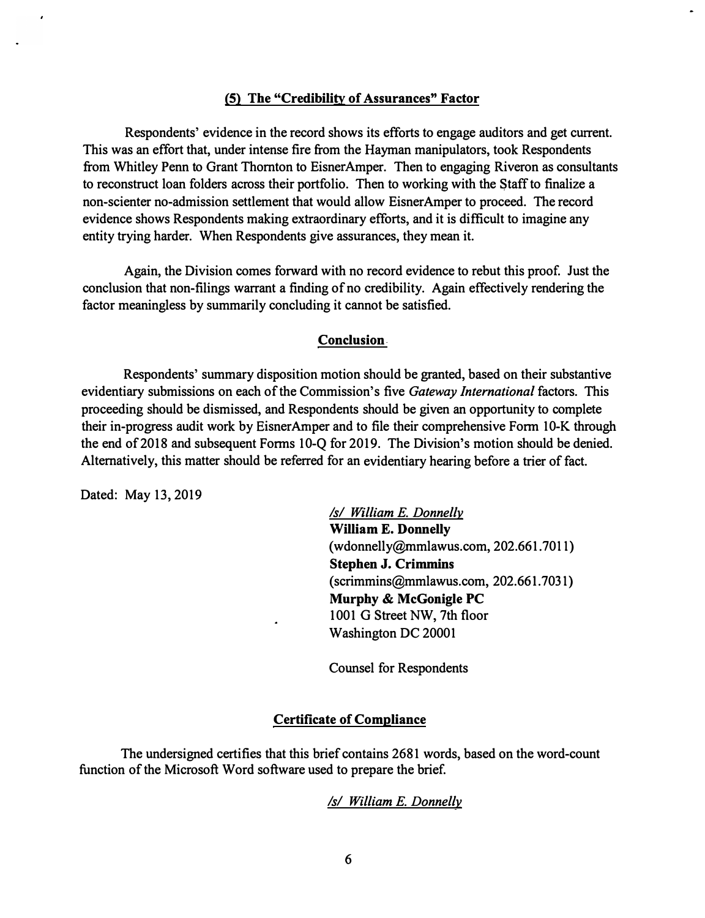### (5) The "Credibility of Assurances" Factor

Respondents' evidence in the record shows its efforts to engage auditors and get current. This was an effort that, under intense fire from the Hayman manipulators, took Respondents from Whitley Penn to Grant Thornton to EisnerAmper. Then to engaging Riveron as consultants to reconstruct loan folders across their portfolio. Then to working with the Staff to finalize a non-scienter no-admission settlement that would allow EisnerAmper to proceed. The record evidence shows Respondents making extraordinary efforts, and it is difficult to imagine any entity trying harder. When Respondents give assurances, they mean it.

Again, the Division comes forward with no record evidence to rebut this proof. Just the conclusion that non-filings warrant a finding of no credibility. Again effectively rendering the factor meaningless by summarily concluding it cannot be satisfied.

### Conclusion

Respondents' summary disposition motion should be granted, based on their substantive evidentiary submissions on each of the Commission's five *Gateway International* factors. This proceeding should be dismissed, and Respondents should be given an opportunity to complete their in-progress audit work by EisnerAmper and to file their comprehensive Form 10-K through the end of 2018 and subsequent Forms 10-Q for 2019. The Division's motion should be denied. Alternatively, this matter should be referred for an evidentiary hearing before a trier of fact.

Dated: May 13, 2019

*/s/ William E. Donnelly*
**William E. Donnelly**
(wdonnelly@mmlawus.com, 202.661.7011)
**Stephen J. Crimmins**
(scrimmins@mmlawus.com, 202.661.7031)
**Murphy & McGonigle PC**
1001 G Street NW, 7th floor
Washington DC 20001

Counsel for Respondents

### Certificate of Compliance

The undersigned certifies that this brief contains 2681 words, based on the word-count function of the Microsoft Word software used to prepare the brief.

*/s/ William E. Donnelly*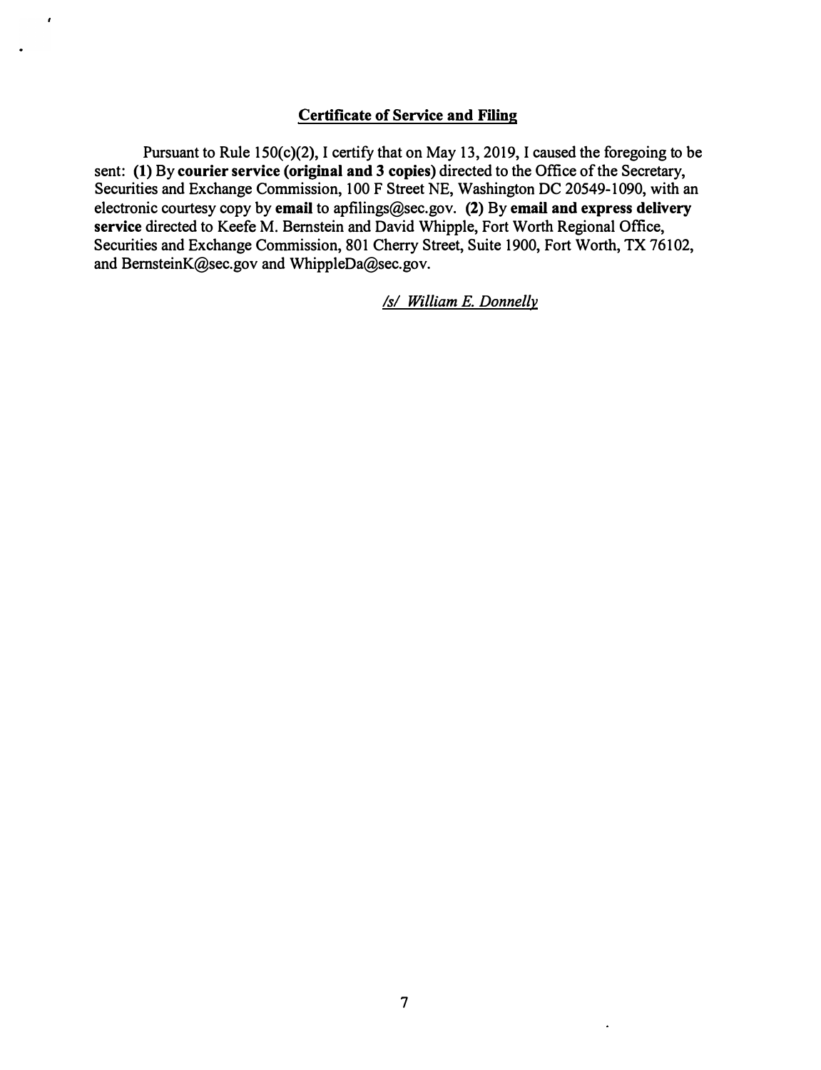## **Certificate of Service and Filing**

Pursuant to Rule 150(c)(2), I certify that on May 13, 2019, I caused the foregoing to be sent: **(1)** By **courier service (original and 3 copies)** directed to the Office of the Secretary, Securities and Exchange Commission, 100 F Street NE, Washington DC 20549-1090, with an electronic courtesy copy by **email** to apfilings@sec.gov. **(2)** By **email and express delivery service** directed to Keefe M. Bernstein and David Whipple, Fort Worth Regional Office, Securities and Exchange Commission, 801 Cherry Street, Suite 1900, Fort Worth, TX 76102, and BernsteinK@sec.gov and WhippleDa@sec.gov.

*/s/ William E. Donnelly*